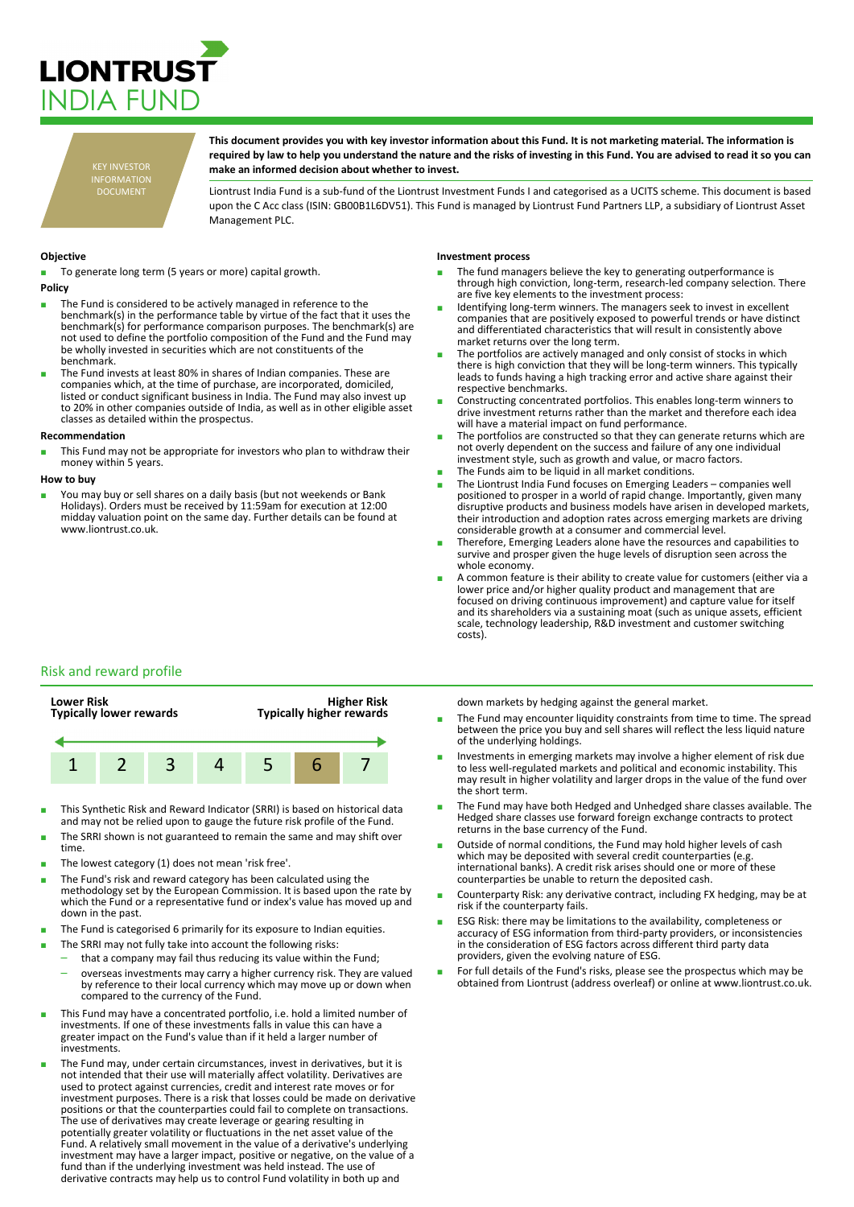# LIONTRUST INDIA FUND

KEY INVESTOR INFORMATION DOCUMENT

**This document provides you with key investor information about this Fund. It is not marketing material. The information is required by law to help you understand the nature and the risks of investing in this Fund. You are advised to read it so you can make an informed decision about whether to invest.**

Liontrust India Fund is a sub-fund of the Liontrust Investment Funds I and categorised as a UCITS scheme. This document is based upon the C Acc class (ISIN: GB00B1L6DV51). This Fund is managed by Liontrust Fund Partners LLP, a subsidiary of Liontrust Asset Management PLC.

### Objective

- To generate long term (5 years or more) capital growth.

### Policy

- The Fund is considered to be actively managed in reference to the benchmark(s) in the performance table by virtue of the fact that it uses the benchmark(s) for performance comparison purposes. The benchmark(s) are not used to define the portfolio composition of the Fund and the Fund may be wholly invested in securities which are not constituents of the benchmark.
- The Fund invests at least 80% in shares of Indian companies. These are companies which, at the time of purchase, are incorporated, domiciled, listed or conduct significant business in India. The Fund may also invest up to 20% in other companies outside of India, as well as in other eligible asset classes as detailed within the prospectus.

### Recommendation

- This Fund may not be appropriate for investors who plan to withdraw their money within 5 years.

### How to buy

- You may buy or sell shares on a daily basis (but not weekends or Bank Holidays). Orders must be received by 11:59am for execution at 12:00 midday valuation point on the same day. Further details can be found at www.liontrust.co.uk.

### Investment process

- The fund managers believe the key to generating outperformance is through high conviction, long-term, research-led company selection. There are five key elements to the investment process:
- Identifying long-term winners. The managers seek to invest in excellent companies that are positively exposed to powerful trends or have distinct and differentiated characteristics that will result in consistently above market returns over the long term.
- The portfolios are actively managed and only consist of stocks in which there is high conviction that they will be long-term winners. This typically leads to funds having a high tracking error and active share against their respective benchmarks.
- Constructing concentrated portfolios. This enables long-term winners to drive investment returns rather than the market and therefore each idea will have a material impact on fund performance.
- The portfolios are constructed so that they can generate returns which are not overly dependent on the success and failure of any one individual investment style, such as growth and value, or macro factors.
- The Funds aim to be liquid in all market conditions.
- The Liontrust India Fund focuses on Emerging Leaders – companies well positioned to prosper in a world of rapid change. Importantly, given many disruptive products and business models have arisen in developed markets, their introduction and adoption rates across emerging markets are driving considerable growth at a consumer and commercial level.
- Therefore, Emerging Leaders alone have the resources and capabilities to survive and prosper given the huge levels of disruption seen across the whole economy.
- A common feature is their ability to create value for customers (either via a lower price and/or higher quality product and management that are focused on driving continuous improvement) and capture value for itself and its shareholders via a sustaining moat (such as unique assets, efficient scale, technology leadership, R&D investment and customer switching costs).

## Risk and reward profile

| **Lower Risk**<br>**Typically lower rewards** | | | | | | **Higher Risk**<br>**Typically higher rewards** |
|---|---|---|---|---|---|---|
| 1 | 2 | 3 | 4 | 5 | **6** | 7 |

- This Synthetic Risk and Reward Indicator (SRRI) is based on historical data and may not be relied upon to gauge the future risk profile of the Fund.
- The SRRI shown is not guaranteed to remain the same and may shift over time.
- The lowest category (1) does not mean 'risk free'.
- The Fund's risk and reward category has been calculated using the methodology set by the European Commission. It is based upon the rate by which the Fund or a representative fund or index's value has moved up and down in the past.
- The Fund is categorised 6 primarily for its exposure to Indian equities.
- The SRRI may not fully take into account the following risks:
  - that a company may fail thus reducing its value within the Fund;
  - overseas investments may carry a higher currency risk. They are valued by reference to their local currency which may move up or down when compared to the currency of the Fund.
- This Fund may have a concentrated portfolio, i.e. hold a limited number of investments. If one of these investments falls in value this can have a greater impact on the Fund's value than if it held a larger number of investments.
- The Fund may, under certain circumstances, invest in derivatives, but it is not intended that their use will materially affect volatility. Derivatives are used to protect against currencies, credit and interest rate moves or for investment purposes. There is a risk that losses could be made on derivative positions or that the counterparties could fail to complete on transactions. The use of derivatives may create leverage or gearing resulting in potentially greater volatility or fluctuations in the net asset value of the Fund. A relatively small movement in the value of a derivative's underlying investment may have a larger impact, positive or negative, on the value of a fund than if the underlying investment was held instead. The use of derivative contracts may help us to control Fund volatility in both up and down markets by hedging against the general market.
- The Fund may encounter liquidity constraints from time to time. The spread between the price you buy and sell shares will reflect the less liquid nature of the underlying holdings.
- Investments in emerging markets may involve a higher element of risk due to less well-regulated markets and political and economic instability. This may result in higher volatility and larger drops in the value of the fund over the short term.
- The Fund may have both Hedged and Unhedged share classes available. The Hedged share classes use forward foreign exchange contracts to protect returns in the base currency of the Fund.
- Outside of normal conditions, the Fund may hold higher levels of cash which may be deposited with several credit counterparties (e.g. international banks). A credit risk arises should one or more of these counterparties be unable to return the deposited cash.
- Counterparty Risk: any derivative contract, including FX hedging, may be at risk if the counterparty fails.
- ESG Risk: there may be limitations to the availability, completeness or accuracy of ESG information from third-party providers, or inconsistencies in the consideration of ESG factors across different third party data providers, given the evolving nature of ESG.
- For full details of the Fund's risks, please see the prospectus which may be obtained from Liontrust (address overleaf) or online at www.liontrust.co.uk.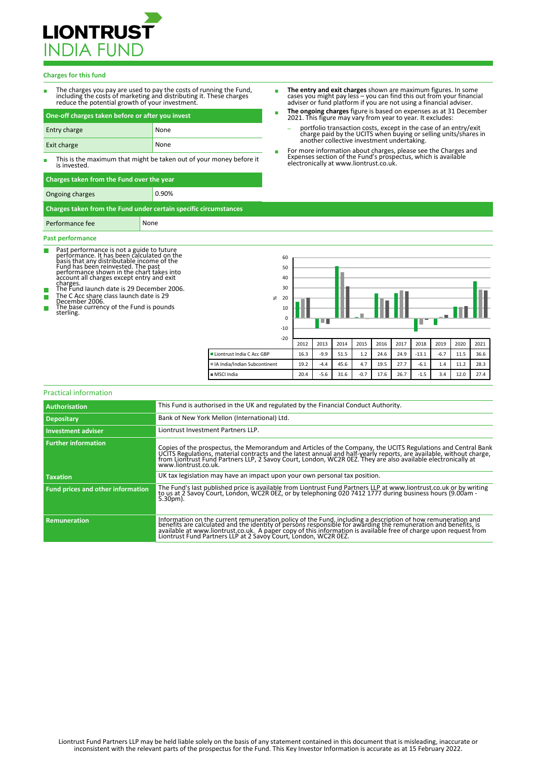# LIONTRUST INDIA FUND

## Charges for this fund

- The charges you pay are used to pay the costs of running the Fund, including the costs of marketing and distributing it. These charges reduce the potential growth of your investment.

| One-off charges taken before or after you invest | |
|---|---|
| Entry charge | None |
| Exit charge | None |

- This is the maximum that might be taken out of your money before it is invested.

| Charges taken from the Fund over the year | |
|---|---|
| Ongoing charges | 0.90% |

| Charges taken from the Fund under certain specific circumstances | |
|---|---|
| Performance fee | None |

- **The entry and exit charges** shown are maximum figures. In some cases you might pay less – you can find this out from your financial adviser or fund platform if you are not using a financial adviser.
- **The ongoing charges** figure is based on expenses as at 31 December 2021. This figure may vary from year to year. It excludes:
  - portfolio transaction costs, except in the case of an entry/exit charge paid by the UCITS when buying or selling units/shares in another collective investment undertaking.
- For more information about charges, please see the Charges and Expenses section of the Fund's prospectus, which is available electronically at www.liontrust.co.uk.

## Past performance

- Past performance is not a guide to future performance. It has been calculated on the basis that any distributable income of the Fund has been reinvested. The past performance shown in the chart takes into account all charges except entry and exit charges.
- The Fund launch date is 29 December 2006.
- The C Acc share class launch date is 29 December 2006.
- The base currency of the Fund is pounds sterling.

%
60
50
40
30
20
10
0
-10
-20

| | 2012 | 2013 | 2014 | 2015 | 2016 | 2017 | 2018 | 2019 | 2020 | 2021 |
|---|---|---|---|---|---|---|---|---|---|---|
| Liontrust India C Acc GBP | 16.3 | -9.9 | 51.5 | 1.2 | 24.6 | 24.9 | -13.1 | -6.7 | 11.5 | 36.6 |
| IA India/Indian Subcontinent | 19.2 | -4.4 | 45.6 | 4.7 | 19.5 | 27.7 | -6.1 | 1.4 | 11.2 | 28.3 |
| MSCI India | 20.4 | -5.6 | 31.6 | -0.7 | 17.6 | 26.7 | -1.5 | 3.4 | 12.0 | 27.4 |

## Practical information

| | |
|---|---|
| **Authorisation** | This Fund is authorised in the UK and regulated by the Financial Conduct Authority. |
| **Depositary** | Bank of New York Mellon (International) Ltd. |
| **Investment adviser** | Liontrust Investment Partners LLP. |
| **Further information** | Copies of the prospectus, the Memorandum and Articles of the Company, the UCITS Regulations and Central Bank UCITS Regulations, material contracts and the latest annual and half-yearly reports, are available, without charge, from Liontrust Fund Partners LLP, 2 Savoy Court, London, WC2R 0EZ. They are also available electronically at www.liontrust.co.uk. |
| **Taxation** | UK tax legislation may have an impact upon your own personal tax position. |
| **Fund prices and other information** | The Fund's last published price is available from Liontrust Fund Partners LLP at www.liontrust.co.uk or by writing to us at 2 Savoy Court, London, WC2R 0EZ, or by telephoning 020 7412 1777 during business hours (9.00am - 5.30pm). |
| **Remuneration** | Information on the current remuneration policy of the Fund, including a description of how remuneration and benefits are calculated and the identity of persons responsible for awarding the remuneration and benefits, is available at www.liontrust.co.uk. A paper copy of this information is available free of charge upon request from Liontrust Fund Partners LLP at 2 Savoy Court, London, WC2R 0EZ. |

Liontrust Fund Partners LLP may be held liable solely on the basis of any statement contained in this document that is misleading, inaccurate or inconsistent with the relevant parts of the prospectus for the Fund. This Key Investor Information is accurate as at 15 February 2022.